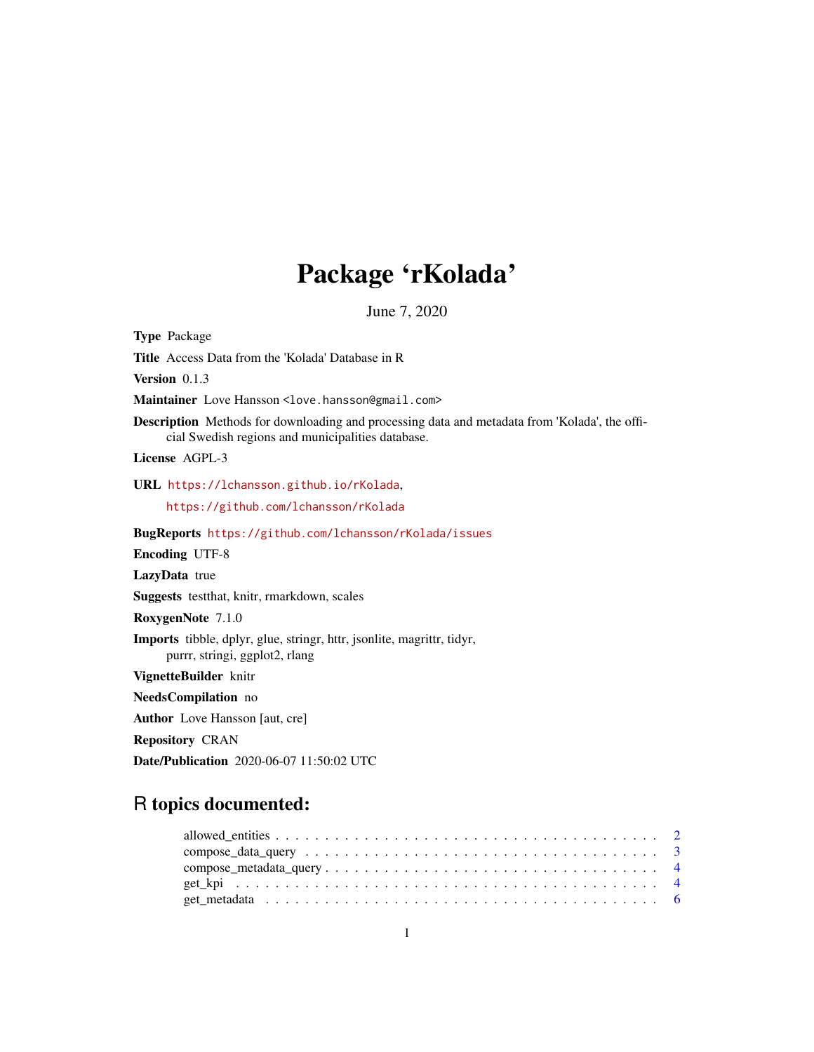# Package 'rKolada'

June 7, 2020

**Type** Package

**Title** Access Data from the 'Kolada' Database in R

**Version** 0.1.3

**Maintainer** Love Hansson <love.hansson@gmail.com>

**Description** Methods for downloading and processing data and metadata from 'Kolada', the official Swedish regions and municipalities database.

**License** AGPL-3

**URL** https://lchansson.github.io/rKolada, https://github.com/lchansson/rKolada

**BugReports** https://github.com/lchansson/rKolada/issues

**Encoding** UTF-8

**LazyData** true

**Suggests** testthat, knitr, rmarkdown, scales

**RoxygenNote** 7.1.0

**Imports** tibble, dplyr, glue, stringr, httr, jsonlite, magrittr, tidyr, purrr, stringi, ggplot2, rlang

**VignetteBuilder** knitr

**NeedsCompilation** no

**Author** Love Hansson [aut, cre]

**Repository** CRAN

**Date/Publication** 2020-06-07 11:50:02 UTC

## R topics documented:

- allowed_entities . . . . . . . . . . . . . . . . . . . . . . . . . . . . . . . . . . . . . 2
- compose_data_query . . . . . . . . . . . . . . . . . . . . . . . . . . . . . . . . . . . 3
- compose_metadata_query . . . . . . . . . . . . . . . . . . . . . . . . . . . . . . . . 4
- get_kpi . . . . . . . . . . . . . . . . . . . . . . . . . . . . . . . . . . . . . . . . . 4
- get_metadata . . . . . . . . . . . . . . . . . . . . . . . . . . . . . . . . . . . . . . 6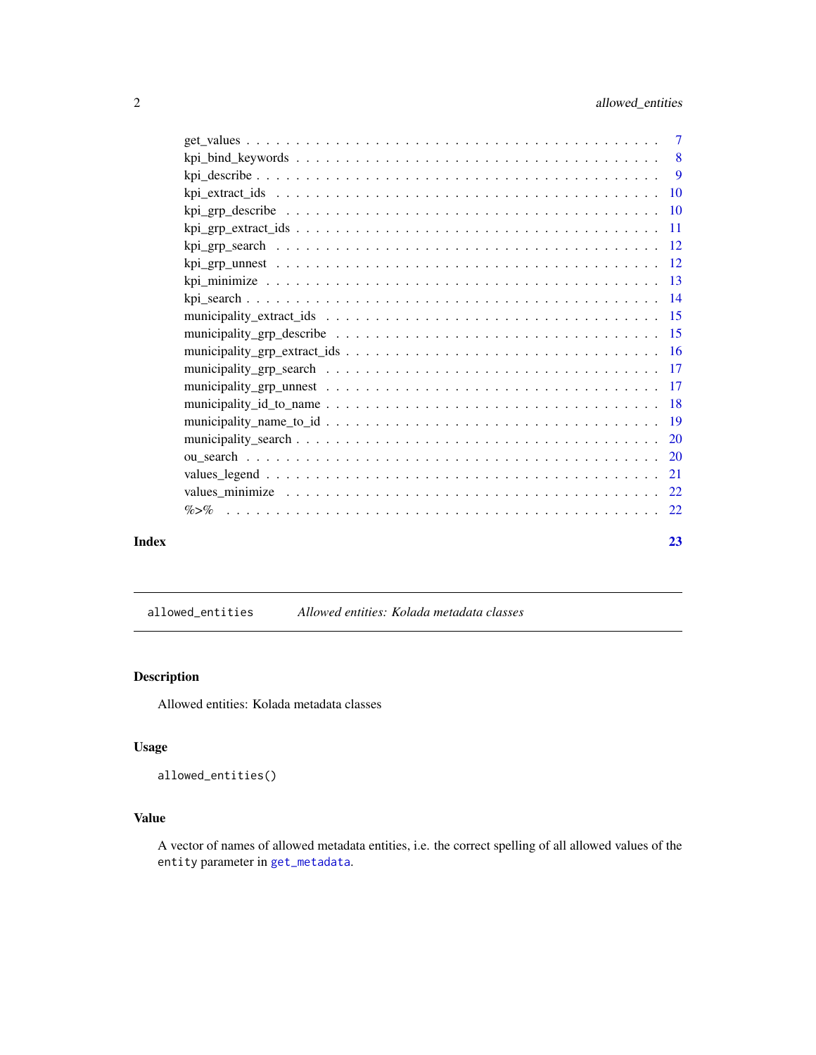get_values . . . . . . . . . . . . . . . . . . . . . . . . . . . . . . . . . . . . . . . . 7
kpi_bind_keywords . . . . . . . . . . . . . . . . . . . . . . . . . . . . . . . . . . . . 8
kpi_describe . . . . . . . . . . . . . . . . . . . . . . . . . . . . . . . . . . . . . . . 9
kpi_extract_ids . . . . . . . . . . . . . . . . . . . . . . . . . . . . . . . . . . . . . 10
kpi_grp_describe . . . . . . . . . . . . . . . . . . . . . . . . . . . . . . . . . . . . 10
kpi_grp_extract_ids . . . . . . . . . . . . . . . . . . . . . . . . . . . . . . . . . . . 11
kpi_grp_search . . . . . . . . . . . . . . . . . . . . . . . . . . . . . . . . . . . . . 12
kpi_grp_unnest . . . . . . . . . . . . . . . . . . . . . . . . . . . . . . . . . . . . . 12
kpi_minimize . . . . . . . . . . . . . . . . . . . . . . . . . . . . . . . . . . . . . . 13
kpi_search . . . . . . . . . . . . . . . . . . . . . . . . . . . . . . . . . . . . . . . 14
municipality_extract_ids . . . . . . . . . . . . . . . . . . . . . . . . . . . . . . . . 15
municipality_grp_describe . . . . . . . . . . . . . . . . . . . . . . . . . . . . . . . 15
municipality_grp_extract_ids . . . . . . . . . . . . . . . . . . . . . . . . . . . . . . 16
municipality_grp_search . . . . . . . . . . . . . . . . . . . . . . . . . . . . . . . . 17
municipality_grp_unnest . . . . . . . . . . . . . . . . . . . . . . . . . . . . . . . . 17
municipality_id_to_name . . . . . . . . . . . . . . . . . . . . . . . . . . . . . . . . 18
municipality_name_to_id . . . . . . . . . . . . . . . . . . . . . . . . . . . . . . . . 19
municipality_search . . . . . . . . . . . . . . . . . . . . . . . . . . . . . . . . . . . 20
ou_search . . . . . . . . . . . . . . . . . . . . . . . . . . . . . . . . . . . . . . . . 20
values_legend . . . . . . . . . . . . . . . . . . . . . . . . . . . . . . . . . . . . . . 21
values_minimize . . . . . . . . . . . . . . . . . . . . . . . . . . . . . . . . . . . . . 22
%>% . . . . . . . . . . . . . . . . . . . . . . . . . . . . . . . . . . . . . . . . . . . 22

**Index** **23**

---

`allowed_entities` *Allowed entities: Kolada metadata classes*

---

## Description

Allowed entities: Kolada metadata classes

## Usage

```
allowed_entities()
```

## Value

A vector of names of allowed metadata entities, i.e. the correct spelling of all allowed values of the `entity` parameter in `get_metadata`.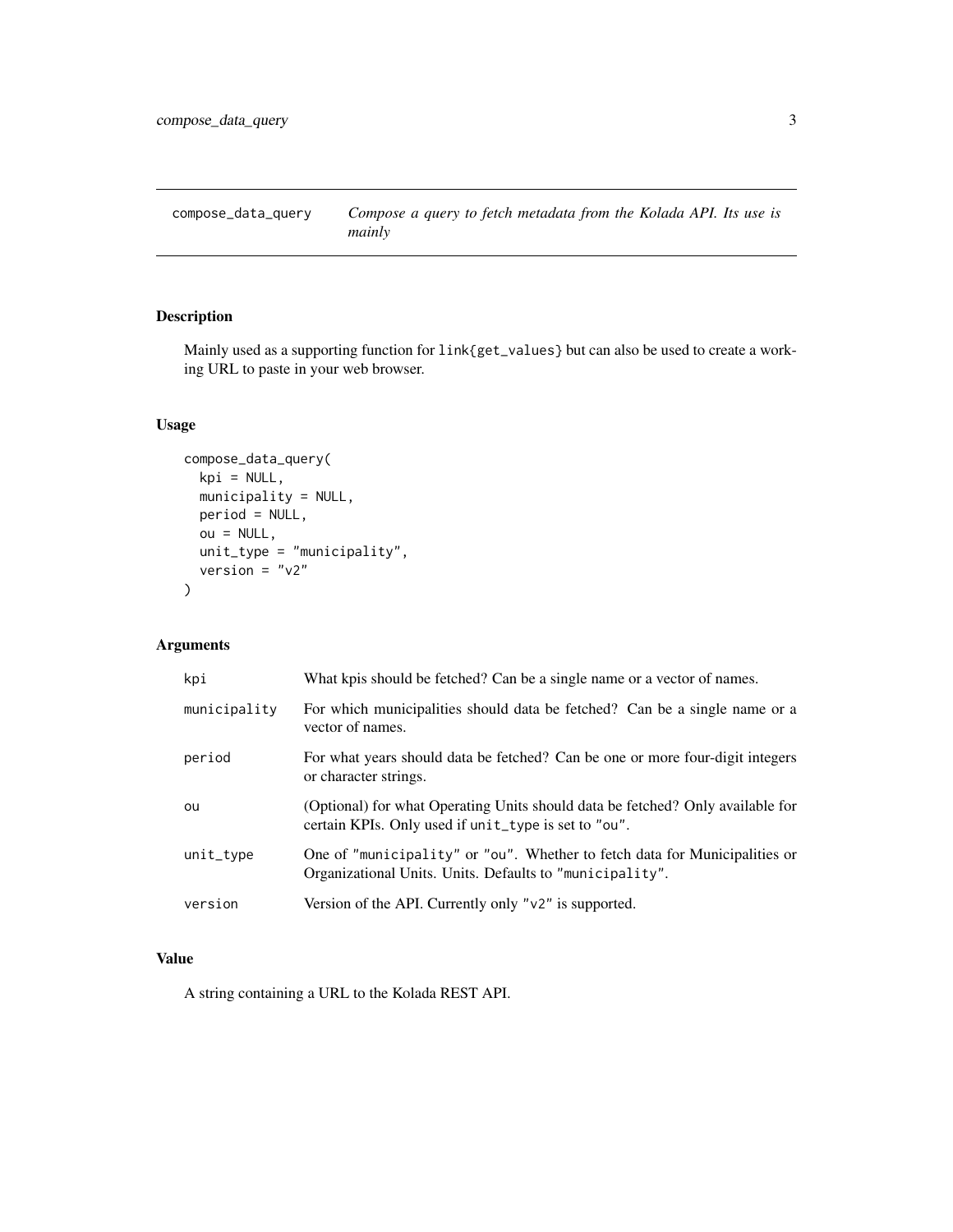compose_data_query — *Compose a query to fetch metadata from the Kolada API. Its use is mainly*

## Description

Mainly used as a supporting function for `link{get_values}` but can also be used to create a working URL to paste in your web browser.

## Usage

```
compose_data_query(
  kpi = NULL,
  municipality = NULL,
  period = NULL,
  ou = NULL,
  unit_type = "municipality",
  version = "v2"
)
```

## Arguments

| | |
|---|---|
| `kpi` | What kpis should be fetched? Can be a single name or a vector of names. |
| `municipality` | For which municipalities should data be fetched? Can be a single name or a vector of names. |
| `period` | For what years should data be fetched? Can be one or more four-digit integers or character strings. |
| `ou` | (Optional) for what Operating Units should data be fetched? Only available for certain KPIs. Only used if `unit_type` is set to `"ou"`. |
| `unit_type` | One of `"municipality"` or `"ou"`. Whether to fetch data for Municipalities or Organizational Units. Units. Defaults to `"municipality"`. |
| `version` | Version of the API. Currently only `"v2"` is supported. |

## Value

A string containing a URL to the Kolada REST API.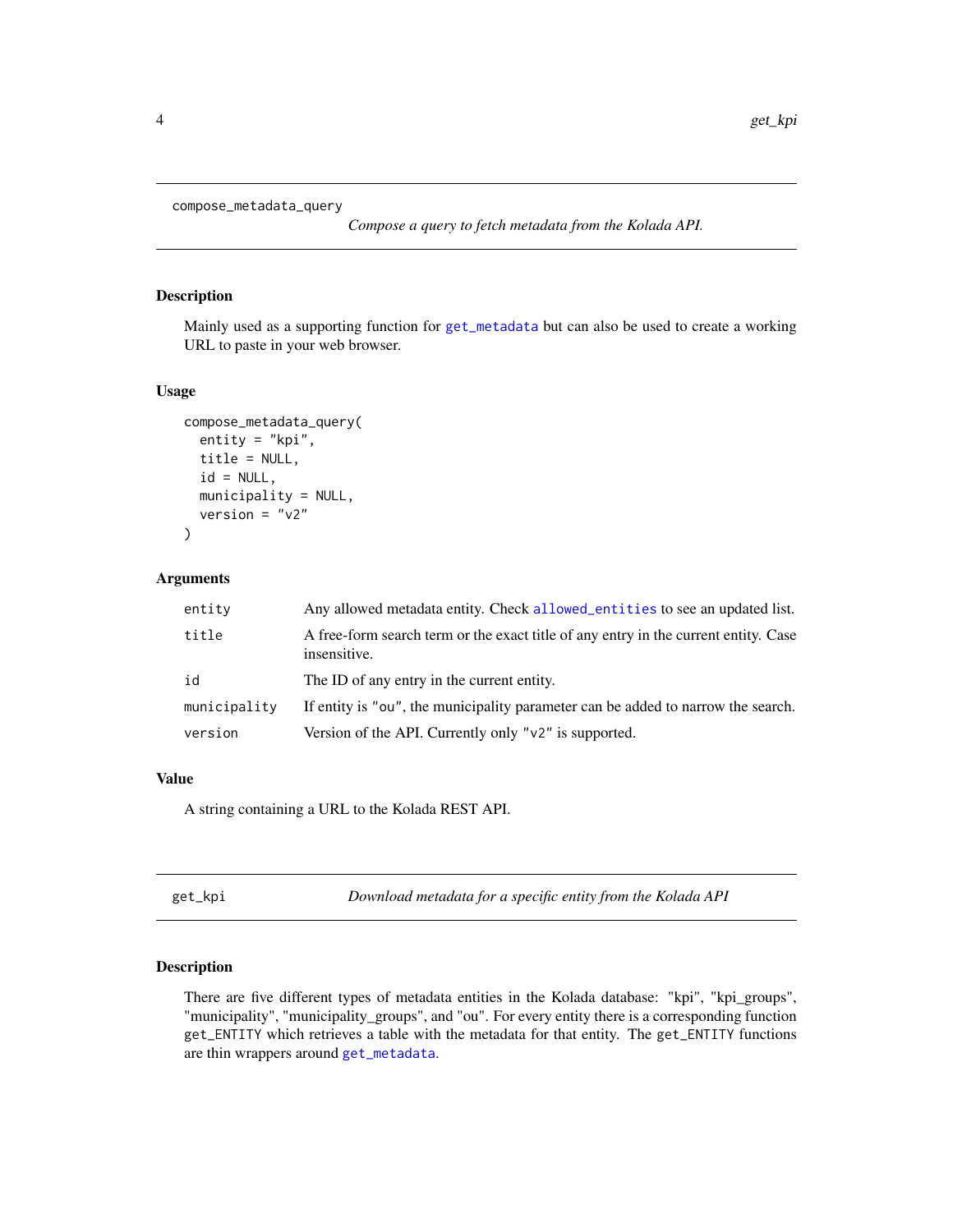## compose_metadata_query

*Compose a query to fetch metadata from the Kolada API.*

### Description

Mainly used as a supporting function for get_metadata but can also be used to create a working URL to paste in your web browser.

### Usage

```
compose_metadata_query(
  entity = "kpi",
  title = NULL,
  id = NULL,
  municipality = NULL,
  version = "v2"
)
```

### Arguments

| | |
|---|---|
| entity | Any allowed metadata entity. Check allowed_entities to see an updated list. |
| title | A free-form search term or the exact title of any entry in the current entity. Case insensitive. |
| id | The ID of any entry in the current entity. |
| municipality | If entity is "ou", the municipality parameter can be added to narrow the search. |
| version | Version of the API. Currently only "v2" is supported. |

### Value

A string containing a URL to the Kolada REST API.

## get_kpi

*Download metadata for a specific entity from the Kolada API*

### Description

There are five different types of metadata entities in the Kolada database: "kpi", "kpi_groups", "municipality", "municipality_groups", and "ou". For every entity there is a corresponding function get_ENTITY which retrieves a table with the metadata for that entity. The get_ENTITY functions are thin wrappers around get_metadata.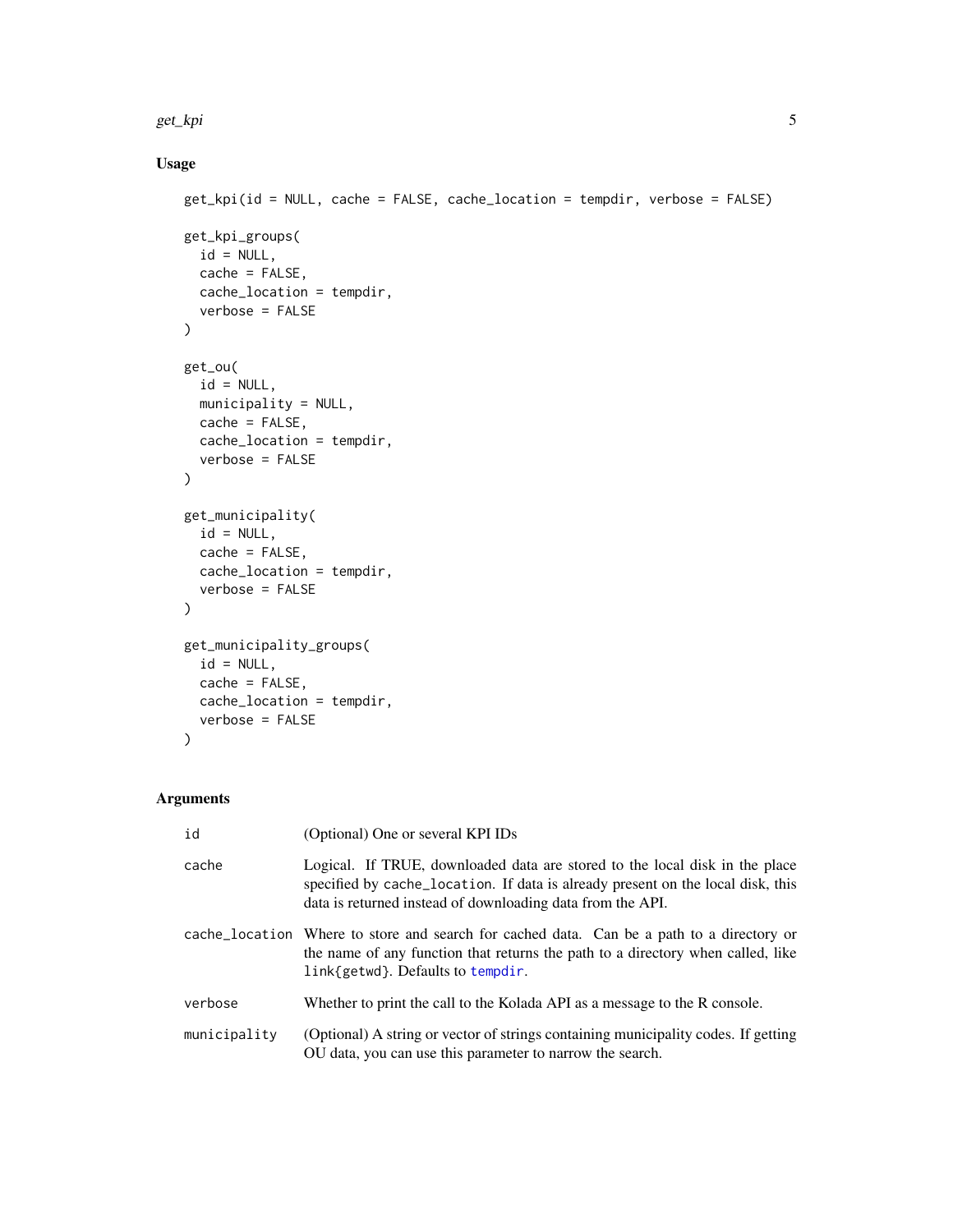## Usage

```
get_kpi(id = NULL, cache = FALSE, cache_location = tempdir, verbose = FALSE)

get_kpi_groups(
  id = NULL,
  cache = FALSE,
  cache_location = tempdir,
  verbose = FALSE
)

get_ou(
  id = NULL,
  municipality = NULL,
  cache = FALSE,
  cache_location = tempdir,
  verbose = FALSE
)

get_municipality(
  id = NULL,
  cache = FALSE,
  cache_location = tempdir,
  verbose = FALSE
)

get_municipality_groups(
  id = NULL,
  cache = FALSE,
  cache_location = tempdir,
  verbose = FALSE
)
```

## Arguments

| | |
|---|---|
| `id` | (Optional) One or several KPI IDs |
| `cache` | Logical. If TRUE, downloaded data are stored to the local disk in the place specified by `cache_location`. If data is already present on the local disk, this data is returned instead of downloading data from the API. |
| `cache_location` | Where to store and search for cached data. Can be a path to a directory or the name of any function that returns the path to a directory when called, like `link{getwd}`. Defaults to `tempdir`. |
| `verbose` | Whether to print the call to the Kolada API as a message to the R console. |
| `municipality` | (Optional) A string or vector of strings containing municipality codes. If getting OU data, you can use this parameter to narrow the search. |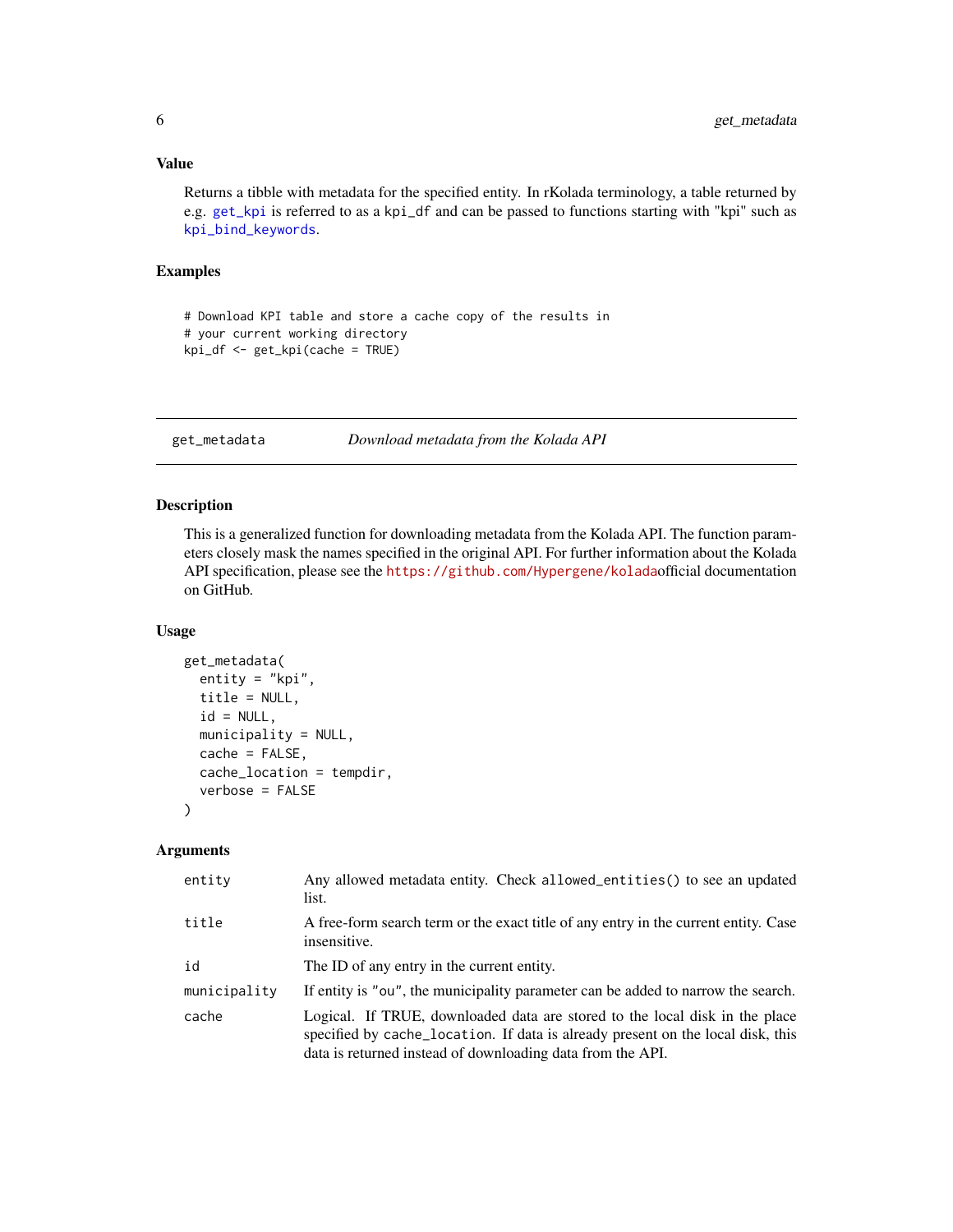### Value

Returns a tibble with metadata for the specified entity. In rKolada terminology, a table returned by e.g. get_kpi is referred to as a kpi_df and can be passed to functions starting with "kpi" such as kpi_bind_keywords.

### Examples

```
# Download KPI table and store a cache copy of the results in
# your current working directory
kpi_df <- get_kpi(cache = TRUE)
```

---

## get_metadata — *Download metadata from the Kolada API*

---

### Description

This is a generalized function for downloading metadata from the Kolada API. The function parameters closely mask the names specified in the original API. For further information about the Kolada API specification, please see the https://github.com/Hypergene/koladaofficial documentation on GitHub.

### Usage

```
get_metadata(
  entity = "kpi",
  title = NULL,
  id = NULL,
  municipality = NULL,
  cache = FALSE,
  cache_location = tempdir,
  verbose = FALSE
)
```

### Arguments

| | |
|---|---|
| entity | Any allowed metadata entity. Check allowed_entities() to see an updated list. |
| title | A free-form search term or the exact title of any entry in the current entity. Case insensitive. |
| id | The ID of any entry in the current entity. |
| municipality | If entity is "ou", the municipality parameter can be added to narrow the search. |
| cache | Logical. If TRUE, downloaded data are stored to the local disk in the place specified by cache_location. If data is already present on the local disk, this data is returned instead of downloading data from the API. |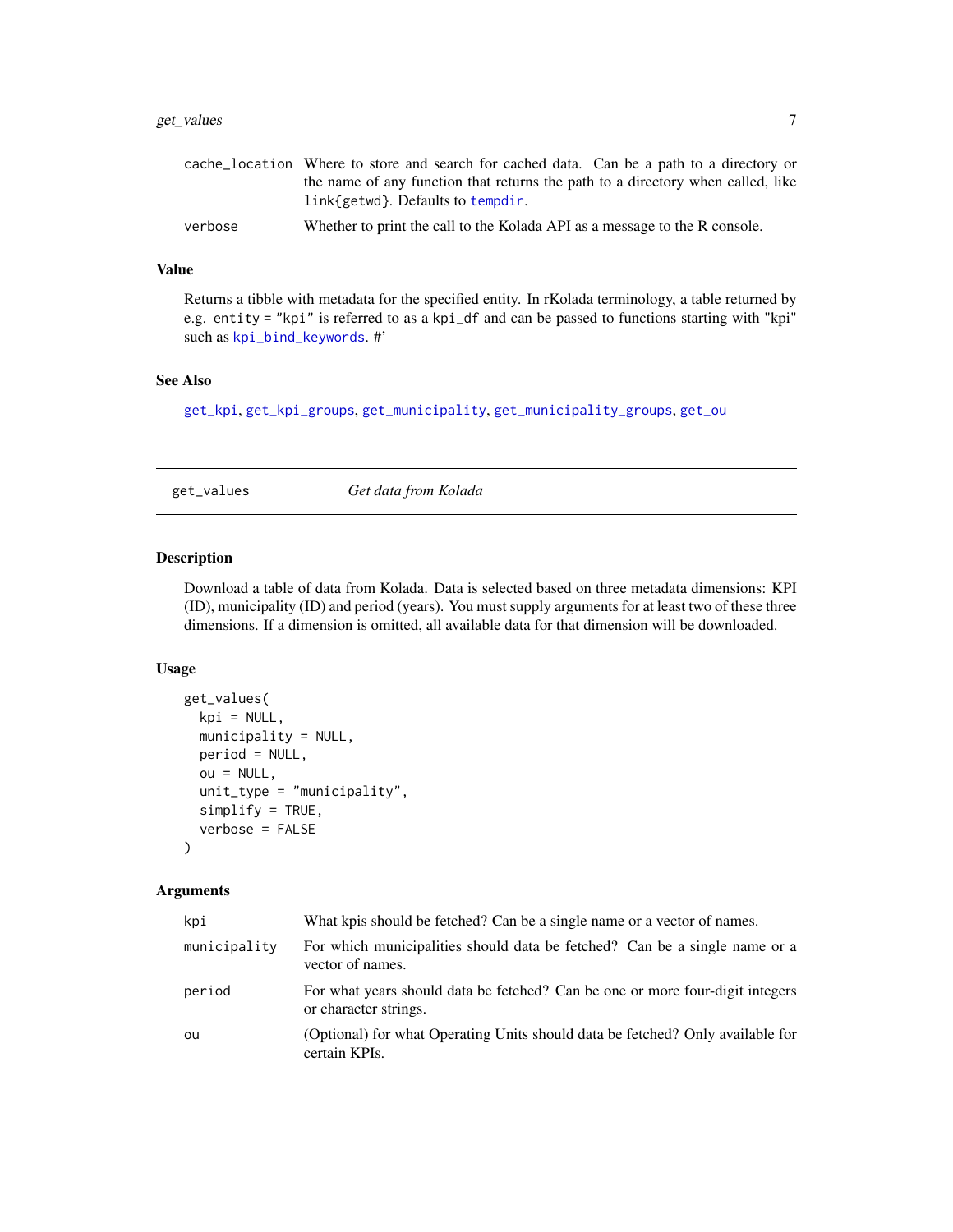| | |
|---|---|
| cache_location | Where to store and search for cached data. Can be a path to a directory or the name of any function that returns the path to a directory when called, like link{getwd}. Defaults to tempdir. |
| verbose | Whether to print the call to the Kolada API as a message to the R console. |

### Value

Returns a tibble with metadata for the specified entity. In rKolada terminology, a table returned by e.g. entity = "kpi" is referred to as a kpi_df and can be passed to functions starting with "kpi" such as kpi_bind_keywords. #'

### See Also

get_kpi, get_kpi_groups, get_municipality, get_municipality_groups, get_ou

---

## get_values *Get data from Kolada*

### Description

Download a table of data from Kolada. Data is selected based on three metadata dimensions: KPI (ID), municipality (ID) and period (years). You must supply arguments for at least two of these three dimensions. If a dimension is omitted, all available data for that dimension will be downloaded.

### Usage

```
get_values(
  kpi = NULL,
  municipality = NULL,
  period = NULL,
  ou = NULL,
  unit_type = "municipality",
  simplify = TRUE,
  verbose = FALSE
)
```

### Arguments

| | |
|---|---|
| kpi | What kpis should be fetched? Can be a single name or a vector of names. |
| municipality | For which municipalities should data be fetched? Can be a single name or a vector of names. |
| period | For what years should data be fetched? Can be one or more four-digit integers or character strings. |
| ou | (Optional) for what Operating Units should data be fetched? Only available for certain KPIs. |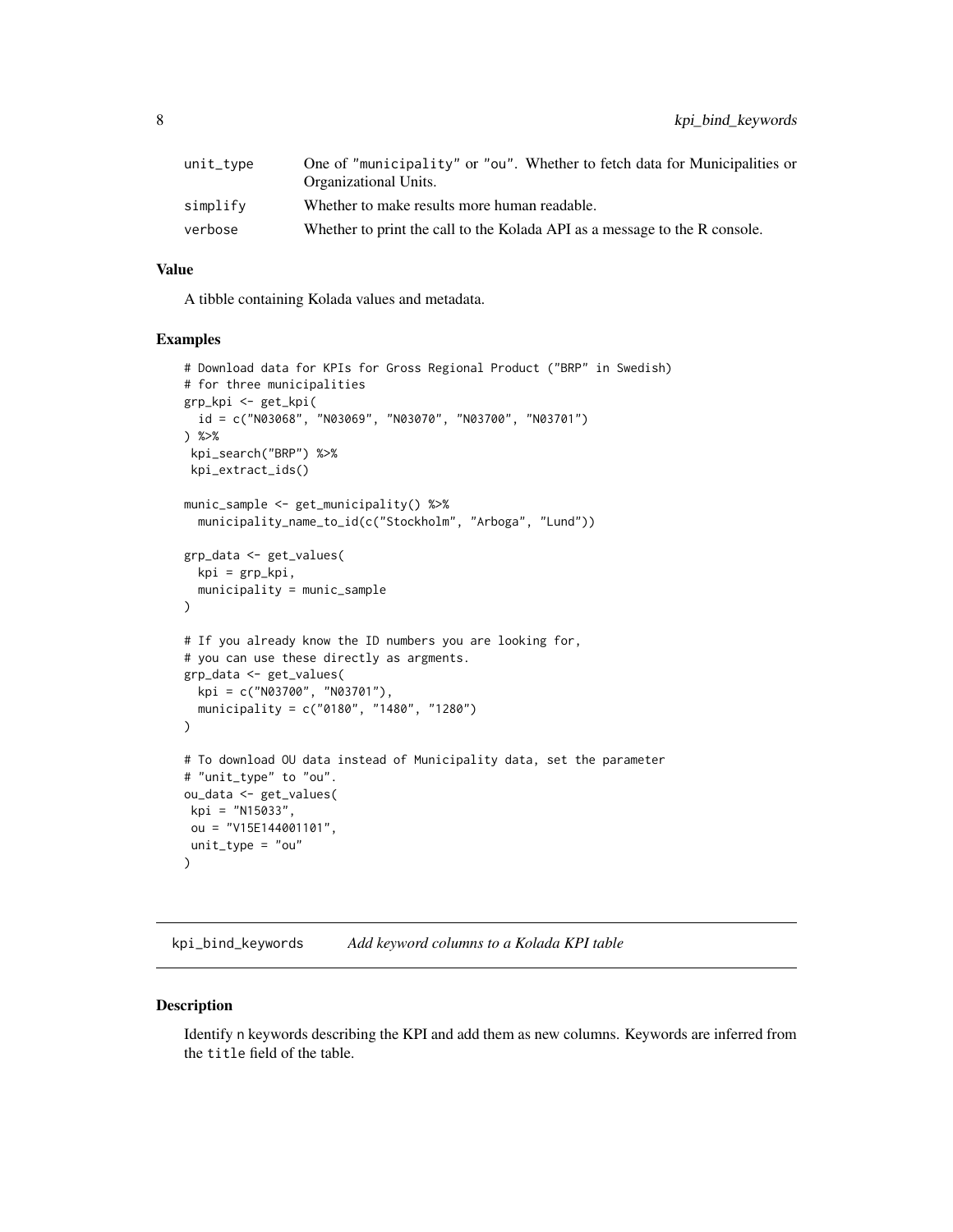| | |
|---|---|
| unit_type | One of "municipality" or "ou". Whether to fetch data for Municipalities or Organizational Units. |
| simplify | Whether to make results more human readable. |
| verbose | Whether to print the call to the Kolada API as a message to the R console. |

### Value

A tibble containing Kolada values and metadata.

### Examples

```
# Download data for KPIs for Gross Regional Product ("BRP" in Swedish)
# for three municipalities
grp_kpi <- get_kpi(
  id = c("N03068", "N03069", "N03070", "N03700", "N03701")
) %>%
 kpi_search("BRP") %>%
 kpi_extract_ids()

munic_sample <- get_municipality() %>%
  municipality_name_to_id(c("Stockholm", "Arboga", "Lund"))

grp_data <- get_values(
  kpi = grp_kpi,
  municipality = munic_sample
)

# If you already know the ID numbers you are looking for,
# you can use these directly as argments.
grp_data <- get_values(
  kpi = c("N03700", "N03701"),
  municipality = c("0180", "1480", "1280")
)

# To download OU data instead of Municipality data, set the parameter
# "unit_type" to "ou".
ou_data <- get_values(
 kpi = "N15033",
 ou = "V15E144001101",
 unit_type = "ou"
)
```

## kpi_bind_keywords — *Add keyword columns to a Kolada KPI table*

### Description

Identify n keywords describing the KPI and add them as new columns. Keywords are inferred from the title field of the table.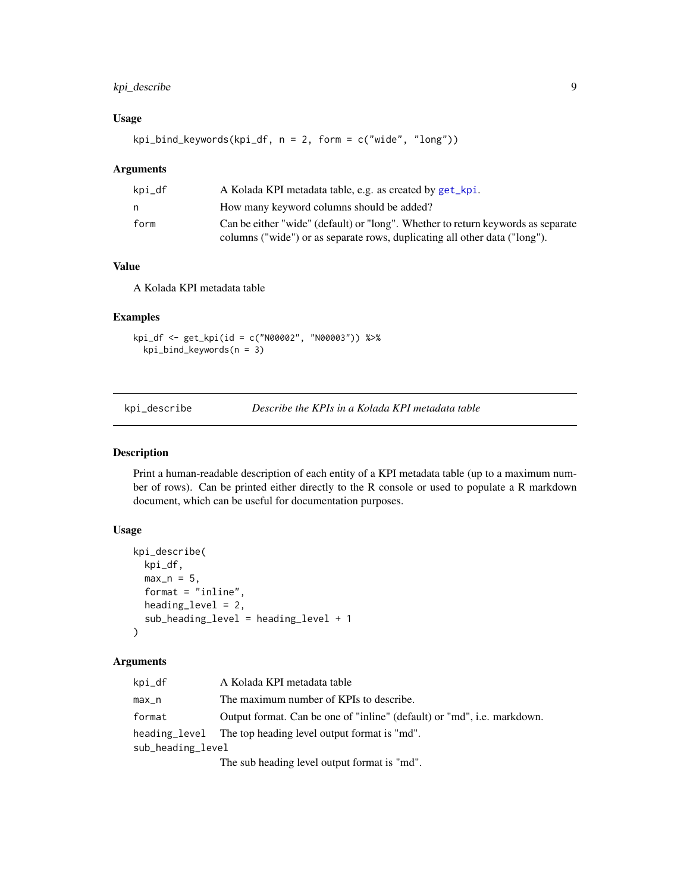### Usage

```
kpi_bind_keywords(kpi_df, n = 2, form = c("wide", "long"))
```

### Arguments

| | |
|---|---|
| kpi_df | A Kolada KPI metadata table, e.g. as created by get_kpi. |
| n | How many keyword columns should be added? |
| form | Can be either "wide" (default) or "long". Whether to return keywords as separate columns ("wide") or as separate rows, duplicating all other data ("long"). |

### Value

A Kolada KPI metadata table

### Examples

```
kpi_df <- get_kpi(id = c("N00002", "N00003")) %>%
  kpi_bind_keywords(n = 3)
```

---

## kpi_describe — *Describe the KPIs in a Kolada KPI metadata table*

### Description

Print a human-readable description of each entity of a KPI metadata table (up to a maximum number of rows). Can be printed either directly to the R console or used to populate a R markdown document, which can be useful for documentation purposes.

### Usage

```
kpi_describe(
  kpi_df,
  max_n = 5,
  format = "inline",
  heading_level = 2,
  sub_heading_level = heading_level + 1
)
```

### Arguments

| | |
|---|---|
| kpi_df | A Kolada KPI metadata table |
| max_n | The maximum number of KPIs to describe. |
| format | Output format. Can be one of "inline" (default) or "md", i.e. markdown. |
| heading_level | The top heading level output format is "md". |
| sub_heading_level | The sub heading level output format is "md". |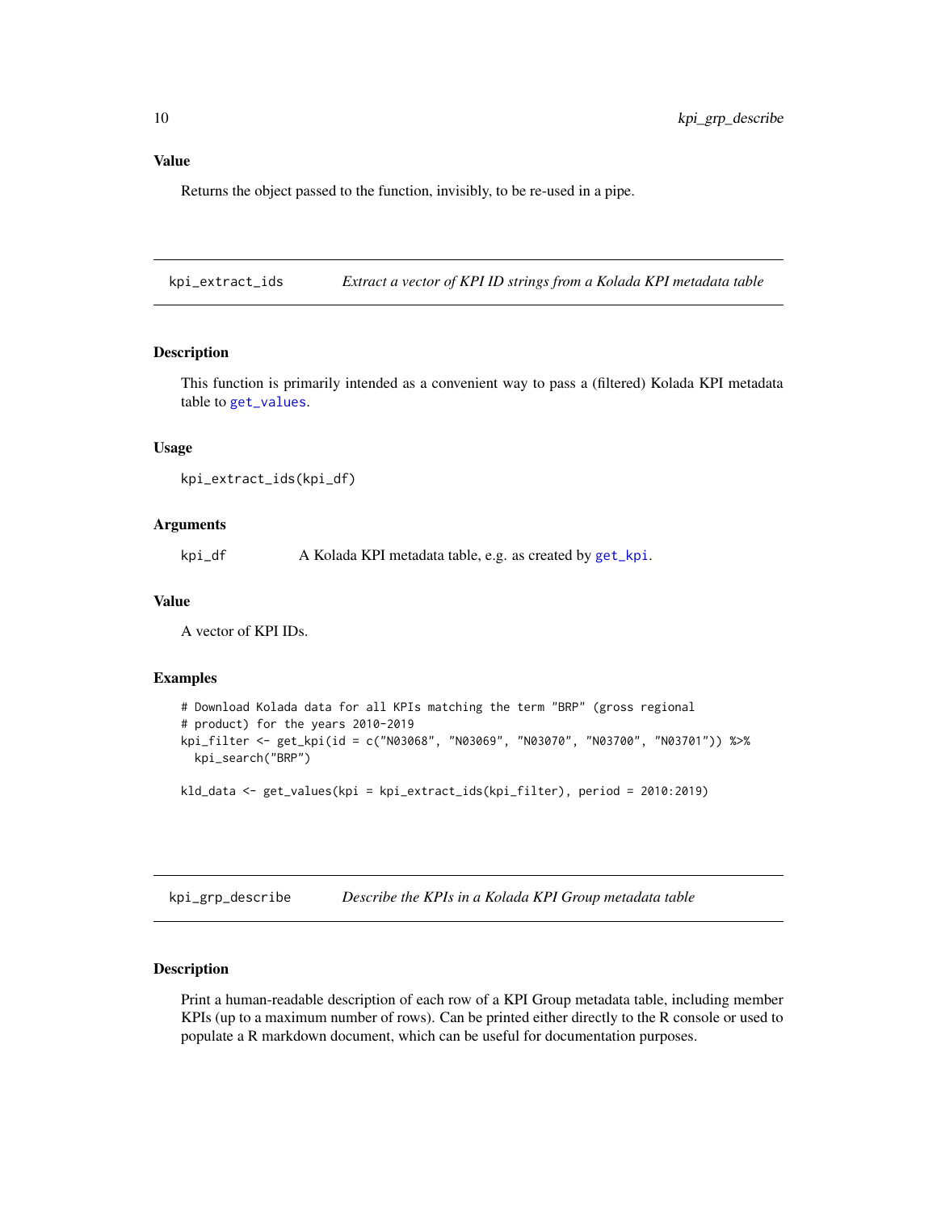### Value

Returns the object passed to the function, invisibly, to be re-used in a pipe.

---

## kpi_extract_ids — *Extract a vector of KPI ID strings from a Kolada KPI metadata table*

### Description

This function is primarily intended as a convenient way to pass a (filtered) Kolada KPI metadata table to `get_values`.

### Usage

```
kpi_extract_ids(kpi_df)
```

### Arguments

| | |
|---|---|
| `kpi_df` | A Kolada KPI metadata table, e.g. as created by `get_kpi`. |

### Value

A vector of KPI IDs.

### Examples

```
# Download Kolada data for all KPIs matching the term "BRP" (gross regional
# product) for the years 2010-2019
kpi_filter <- get_kpi(id = c("N03068", "N03069", "N03070", "N03700", "N03701")) %>%
  kpi_search("BRP")

kld_data <- get_values(kpi = kpi_extract_ids(kpi_filter), period = 2010:2019)
```

---

## kpi_grp_describe — *Describe the KPIs in a Kolada KPI Group metadata table*

### Description

Print a human-readable description of each row of a KPI Group metadata table, including member KPIs (up to a maximum number of rows). Can be printed either directly to the R console or used to populate a R markdown document, which can be useful for documentation purposes.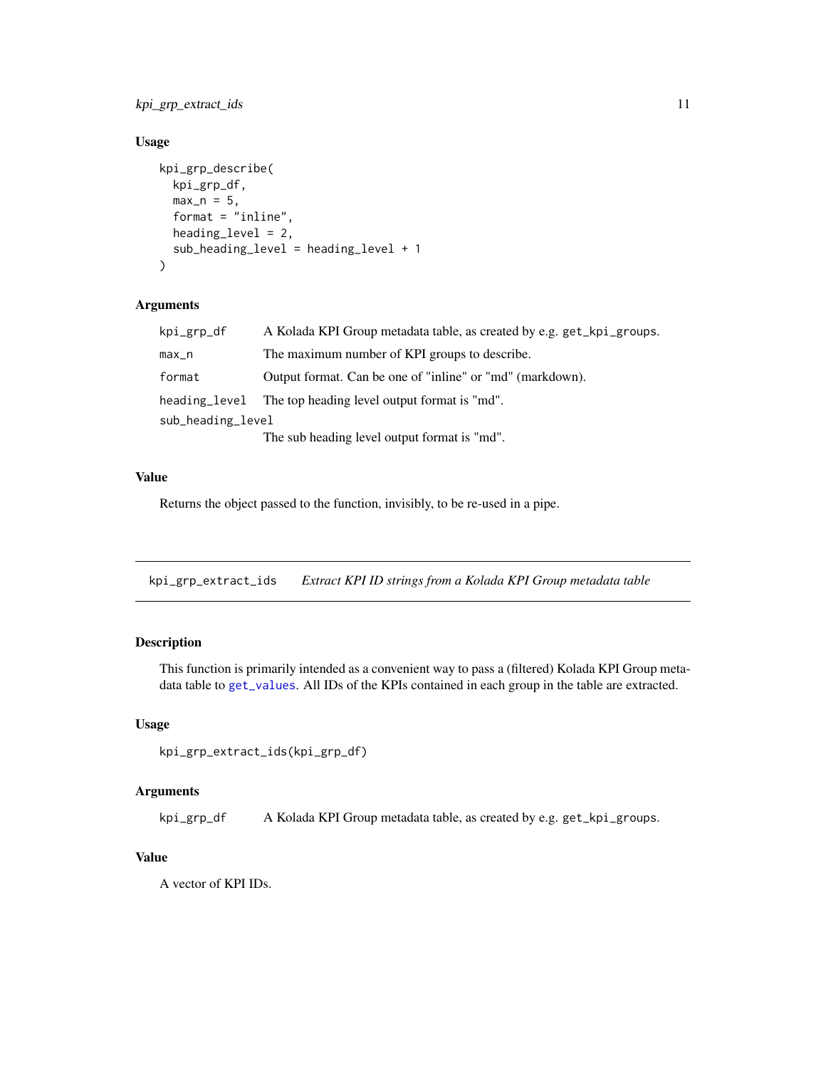### Usage

```
kpi_grp_describe(
  kpi_grp_df,
  max_n = 5,
  format = "inline",
  heading_level = 2,
  sub_heading_level = heading_level + 1
)
```

### Arguments

| | |
|---|---|
| kpi_grp_df | A Kolada KPI Group metadata table, as created by e.g. get_kpi_groups. |
| max_n | The maximum number of KPI groups to describe. |
| format | Output format. Can be one of "inline" or "md" (markdown). |
| heading_level | The top heading level output format is "md". |
| sub_heading_level | The sub heading level output format is "md". |

### Value

Returns the object passed to the function, invisibly, to be re-used in a pipe.

---

## kpi_grp_extract_ids — *Extract KPI ID strings from a Kolada KPI Group metadata table*

### Description

This function is primarily intended as a convenient way to pass a (filtered) Kolada KPI Group metadata table to get_values. All IDs of the KPIs contained in each group in the table are extracted.

### Usage

```
kpi_grp_extract_ids(kpi_grp_df)
```

### Arguments

| | |
|---|---|
| kpi_grp_df | A Kolada KPI Group metadata table, as created by e.g. get_kpi_groups. |

### Value

A vector of KPI IDs.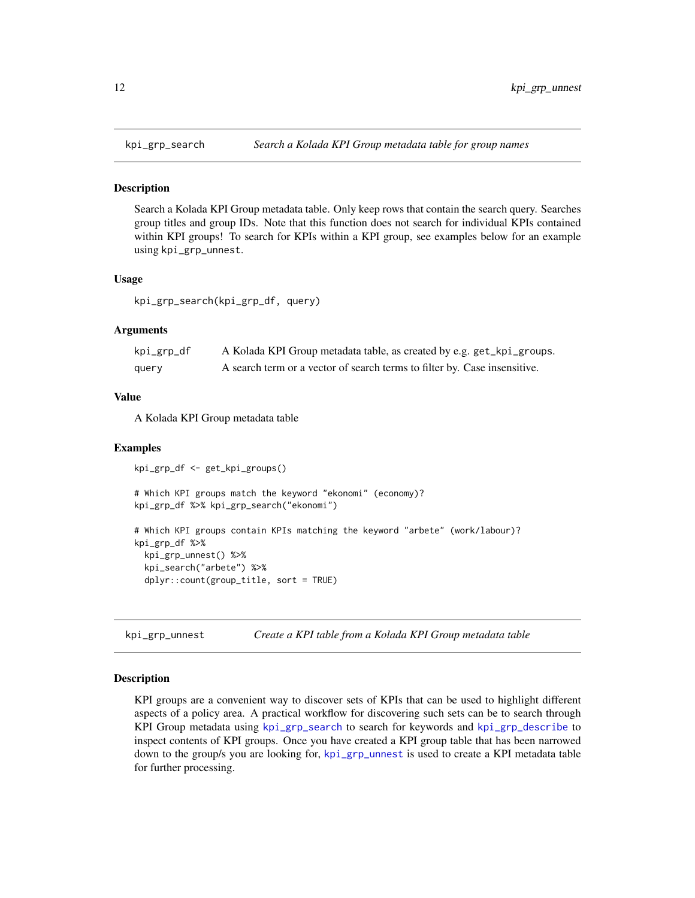## kpi_grp_search — *Search a Kolada KPI Group metadata table for group names*

### Description

Search a Kolada KPI Group metadata table. Only keep rows that contain the search query. Searches group titles and group IDs. Note that this function does not search for individual KPIs contained within KPI groups! To search for KPIs within a KPI group, see examples below for an example using `kpi_grp_unnest`.

### Usage

```
kpi_grp_search(kpi_grp_df, query)
```

### Arguments

| | |
|---|---|
| kpi_grp_df | A Kolada KPI Group metadata table, as created by e.g. `get_kpi_groups`. |
| query | A search term or a vector of search terms to filter by. Case insensitive. |

### Value

A Kolada KPI Group metadata table

### Examples

```
kpi_grp_df <- get_kpi_groups()

# Which KPI groups match the keyword "ekonomi" (economy)?
kpi_grp_df %>% kpi_grp_search("ekonomi")

# Which KPI groups contain KPIs matching the keyword "arbete" (work/labour)?
kpi_grp_df %>%
  kpi_grp_unnest() %>%
  kpi_search("arbete") %>%
  dplyr::count(group_title, sort = TRUE)
```

## kpi_grp_unnest — *Create a KPI table from a Kolada KPI Group metadata table*

### Description

KPI groups are a convenient way to discover sets of KPIs that can be used to highlight different aspects of a policy area. A practical workflow for discovering such sets can be to search through KPI Group metadata using `kpi_grp_search` to search for keywords and `kpi_grp_describe` to inspect contents of KPI groups. Once you have created a KPI group table that has been narrowed down to the group/s you are looking for, `kpi_grp_unnest` is used to create a KPI metadata table for further processing.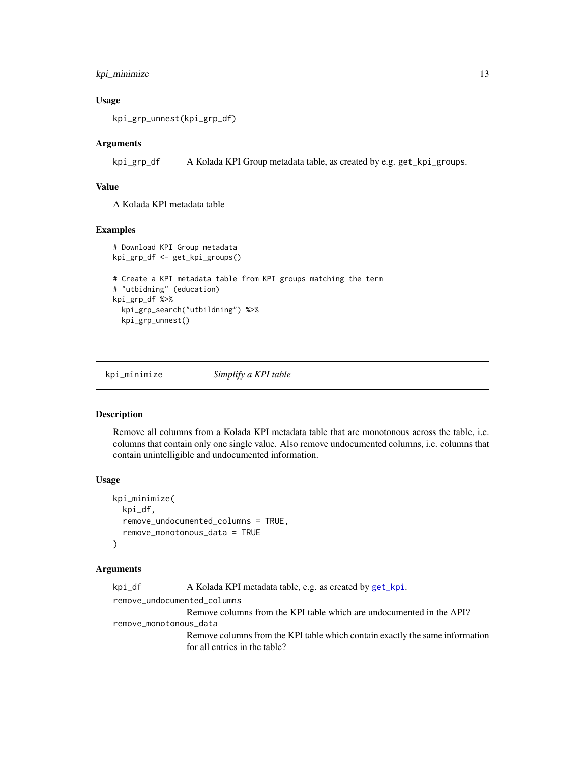### Usage

```
kpi_grp_unnest(kpi_grp_df)
```

### Arguments

| | |
|---|---|
| `kpi_grp_df` | A Kolada KPI Group metadata table, as created by e.g. `get_kpi_groups`. |

### Value

A Kolada KPI metadata table

### Examples

```
# Download KPI Group metadata
kpi_grp_df <- get_kpi_groups()

# Create a KPI metadata table from KPI groups matching the term
# "utbidning" (education)
kpi_grp_df %>%
  kpi_grp_search("utbildning") %>%
  kpi_grp_unnest()
```

---

## kpi_minimize — *Simplify a KPI table*

### Description

Remove all columns from a Kolada KPI metadata table that are monotonous across the table, i.e. columns that contain only one single value. Also remove undocumented columns, i.e. columns that contain unintelligible and undocumented information.

### Usage

```
kpi_minimize(
  kpi_df,
  remove_undocumented_columns = TRUE,
  remove_monotonous_data = TRUE
)
```

### Arguments

| | |
|---|---|
| `kpi_df` | A Kolada KPI metadata table, e.g. as created by `get_kpi`. |
| `remove_undocumented_columns` | Remove columns from the KPI table which are undocumented in the API? |
| `remove_monotonous_data` | Remove columns from the KPI table which contain exactly the same information for all entries in the table? |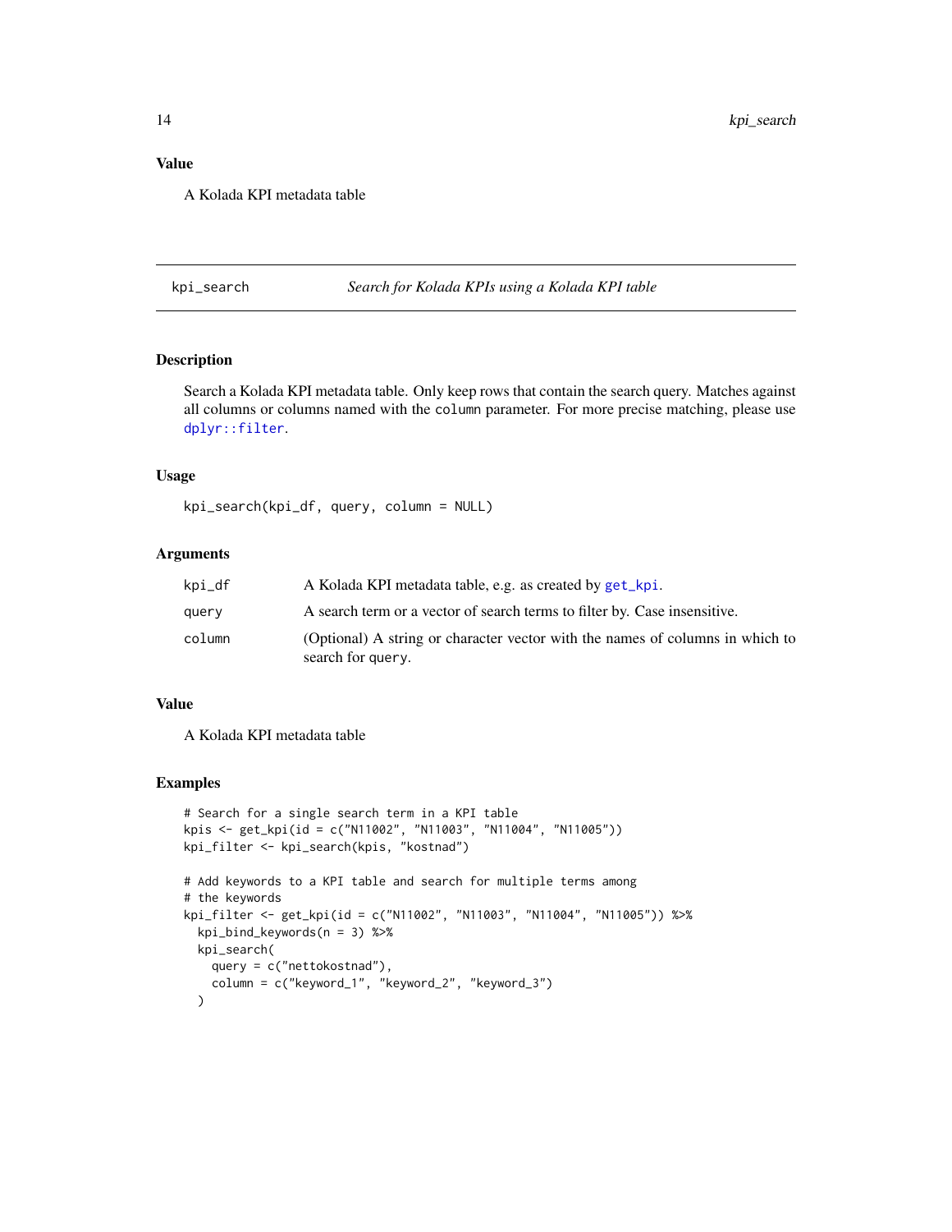## Value

A Kolada KPI metadata table

---

## kpi_search — *Search for Kolada KPIs using a Kolada KPI table*

### Description

Search a Kolada KPI metadata table. Only keep rows that contain the search query. Matches against all columns or columns named with the `column` parameter. For more precise matching, please use `dplyr::filter`.

### Usage

```
kpi_search(kpi_df, query, column = NULL)
```

### Arguments

| | |
|---|---|
| `kpi_df` | A Kolada KPI metadata table, e.g. as created by `get_kpi`. |
| `query` | A search term or a vector of search terms to filter by. Case insensitive. |
| `column` | (Optional) A string or character vector with the names of columns in which to search for `query`. |

### Value

A Kolada KPI metadata table

### Examples

```
# Search for a single search term in a KPI table
kpis <- get_kpi(id = c("N11002", "N11003", "N11004", "N11005"))
kpi_filter <- kpi_search(kpis, "kostnad")

# Add keywords to a KPI table and search for multiple terms among
# the keywords
kpi_filter <- get_kpi(id = c("N11002", "N11003", "N11004", "N11005")) %>%
  kpi_bind_keywords(n = 3) %>%
  kpi_search(
    query = c("nettokostnad"),
    column = c("keyword_1", "keyword_2", "keyword_3")
  )
```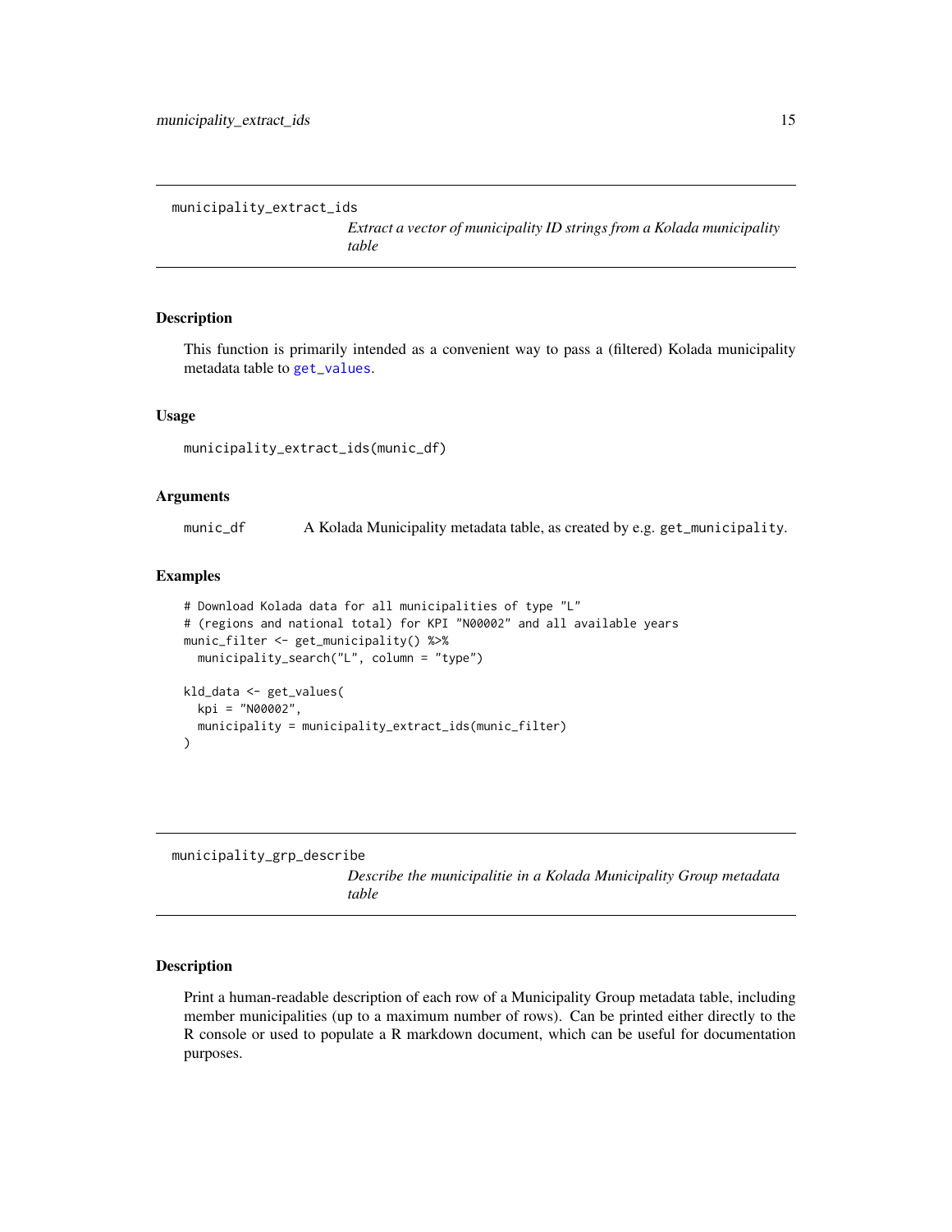## municipality_extract_ids

*Extract a vector of municipality ID strings from a Kolada municipality table*

### Description

This function is primarily intended as a convenient way to pass a (filtered) Kolada municipality metadata table to get_values.

### Usage

```
municipality_extract_ids(munic_df)
```

### Arguments

munic_df    A Kolada Municipality metadata table, as created by e.g. `get_municipality`.

### Examples

```
# Download Kolada data for all municipalities of type "L"
# (regions and national total) for KPI "N00002" and all available years
munic_filter <- get_municipality() %>%
  municipality_search("L", column = "type")

kld_data <- get_values(
  kpi = "N00002",
  municipality = municipality_extract_ids(munic_filter)
)
```

## municipality_grp_describe

*Describe the municipalitie in a Kolada Municipality Group metadata table*

### Description

Print a human-readable description of each row of a Municipality Group metadata table, including member municipalities (up to a maximum number of rows). Can be printed either directly to the R console or used to populate a R markdown document, which can be useful for documentation purposes.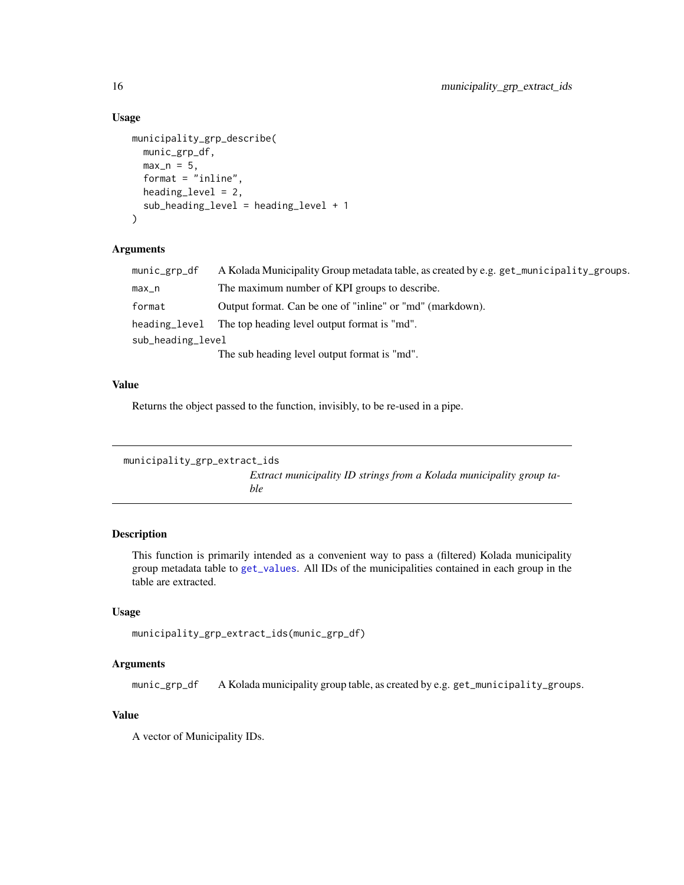### Usage

```
municipality_grp_describe(
  munic_grp_df,
  max_n = 5,
  format = "inline",
  heading_level = 2,
  sub_heading_level = heading_level + 1
)
```

### Arguments

| | |
|---|---|
| `munic_grp_df` | A Kolada Municipality Group metadata table, as created by e.g. `get_municipality_groups`. |
| `max_n` | The maximum number of KPI groups to describe. |
| `format` | Output format. Can be one of "inline" or "md" (markdown). |
| `heading_level` | The top heading level output format is "md". |
| `sub_heading_level` | The sub heading level output format is "md". |

### Value

Returns the object passed to the function, invisibly, to be re-used in a pipe.

---

## municipality_grp_extract_ids    *Extract municipality ID strings from a Kolada municipality group table*

---

### Description

This function is primarily intended as a convenient way to pass a (filtered) Kolada municipality group metadata table to `get_values`. All IDs of the municipalities contained in each group in the table are extracted.

### Usage

```
municipality_grp_extract_ids(munic_grp_df)
```

### Arguments

| | |
|---|---|
| `munic_grp_df` | A Kolada municipality group table, as created by e.g. `get_municipality_groups`. |

### Value

A vector of Municipality IDs.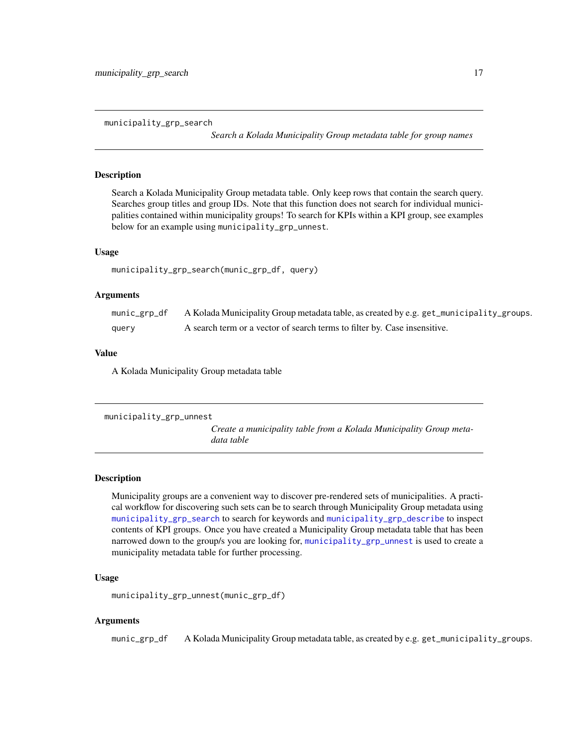## municipality_grp_search

*Search a Kolada Municipality Group metadata table for group names*

### Description

Search a Kolada Municipality Group metadata table. Only keep rows that contain the search query. Searches group titles and group IDs. Note that this function does not search for individual municipalities contained within municipality groups! To search for KPIs within a KPI group, see examples below for an example using `municipality_grp_unnest`.

### Usage

```
municipality_grp_search(munic_grp_df, query)
```

### Arguments

| | |
|---|---|
| munic_grp_df | A Kolada Municipality Group metadata table, as created by e.g. `get_municipality_groups`. |
| query | A search term or a vector of search terms to filter by. Case insensitive. |

### Value

A Kolada Municipality Group metadata table

## municipality_grp_unnest

*Create a municipality table from a Kolada Municipality Group metadata table*

### Description

Municipality groups are a convenient way to discover pre-rendered sets of municipalities. A practical workflow for discovering such sets can be to search through Municipality Group metadata using `municipality_grp_search` to search for keywords and `municipality_grp_describe` to inspect contents of KPI groups. Once you have created a Municipality Group metadata table that has been narrowed down to the group/s you are looking for, `municipality_grp_unnest` is used to create a municipality metadata table for further processing.

### Usage

```
municipality_grp_unnest(munic_grp_df)
```

### Arguments

| | |
|---|---|
| munic_grp_df | A Kolada Municipality Group metadata table, as created by e.g. `get_municipality_groups`. |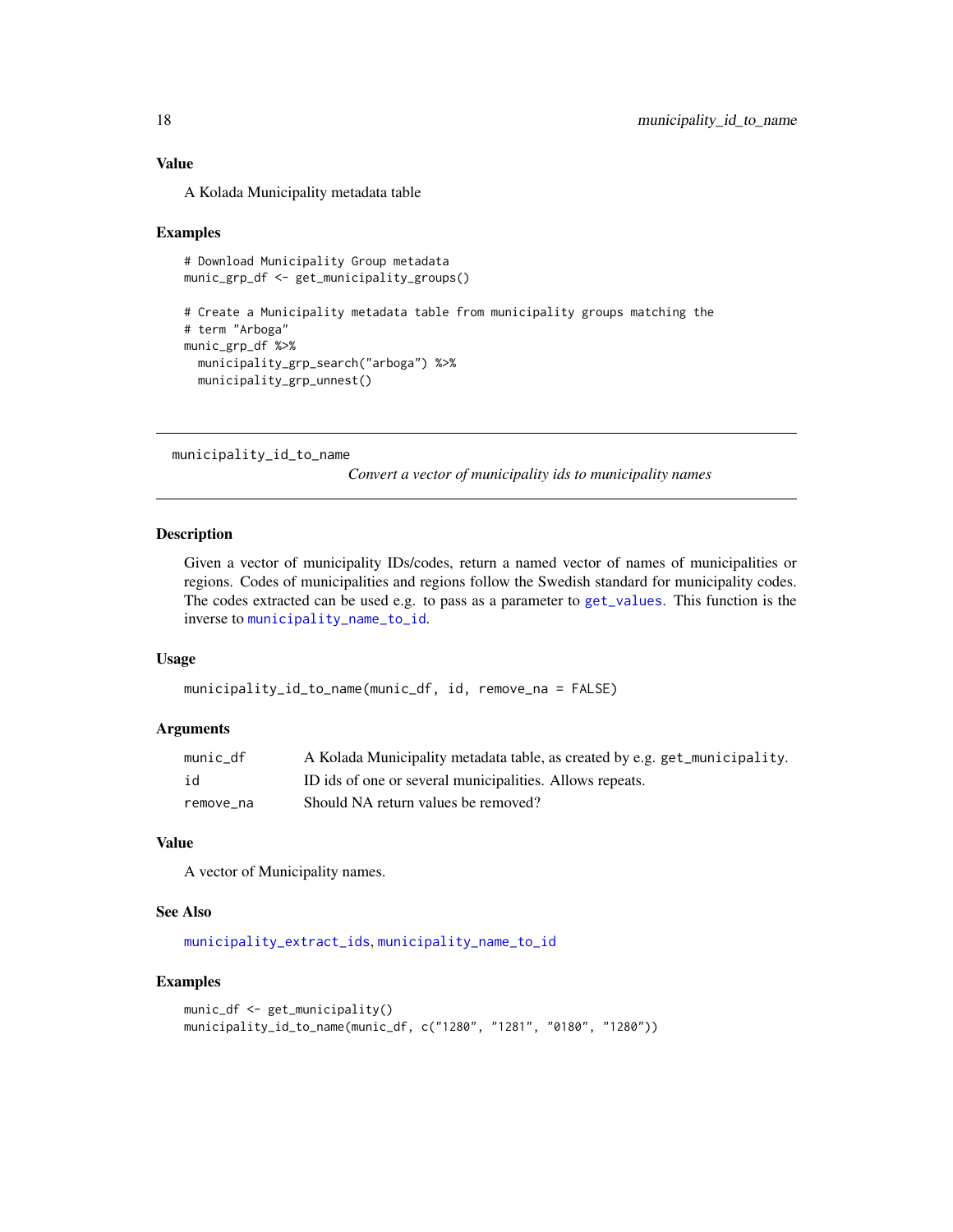## Value

A Kolada Municipality metadata table

## Examples

```
# Download Municipality Group metadata
munic_grp_df <- get_municipality_groups()

# Create a Municipality metadata table from municipality groups matching the
# term "Arboga"
munic_grp_df %>%
  municipality_grp_search("arboga") %>%
  municipality_grp_unnest()
```

---

# municipality_id_to_name

*Convert a vector of municipality ids to municipality names*

---

## Description

Given a vector of municipality IDs/codes, return a named vector of names of municipalities or regions. Codes of municipalities and regions follow the Swedish standard for municipality codes. The codes extracted can be used e.g. to pass as a parameter to `get_values`. This function is the inverse to `municipality_name_to_id`.

## Usage

```
municipality_id_to_name(munic_df, id, remove_na = FALSE)
```

## Arguments

| | |
|---|---|
| `munic_df` | A Kolada Municipality metadata table, as created by e.g. `get_municipality`. |
| `id` | ID ids of one or several municipalities. Allows repeats. |
| `remove_na` | Should NA return values be removed? |

## Value

A vector of Municipality names.

## See Also

`municipality_extract_ids`, `municipality_name_to_id`

## Examples

```
munic_df <- get_municipality()
municipality_id_to_name(munic_df, c("1280", "1281", "0180", "1280"))
```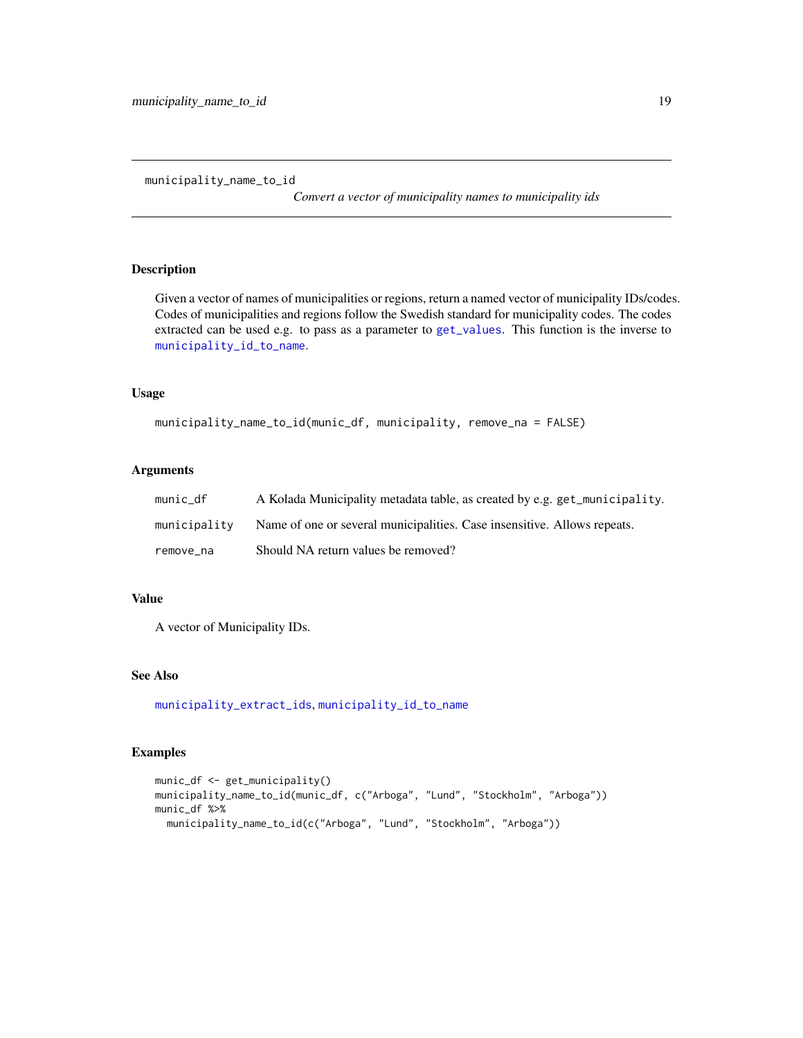# municipality_name_to_id

*Convert a vector of municipality names to municipality ids*

## Description

Given a vector of names of municipalities or regions, return a named vector of municipality IDs/codes. Codes of municipalities and regions follow the Swedish standard for municipality codes. The codes extracted can be used e.g. to pass as a parameter to `get_values`. This function is the inverse to `municipality_id_to_name`.

## Usage

```
municipality_name_to_id(munic_df, municipality, remove_na = FALSE)
```

## Arguments

| | |
|---|---|
| `munic_df` | A Kolada Municipality metadata table, as created by e.g. `get_municipality`. |
| `municipality` | Name of one or several municipalities. Case insensitive. Allows repeats. |
| `remove_na` | Should NA return values be removed? |

## Value

A vector of Municipality IDs.

## See Also

`municipality_extract_ids`, `municipality_id_to_name`

## Examples

```
munic_df <- get_municipality()
municipality_name_to_id(munic_df, c("Arboga", "Lund", "Stockholm", "Arboga"))
munic_df %>%
  municipality_name_to_id(c("Arboga", "Lund", "Stockholm", "Arboga"))
```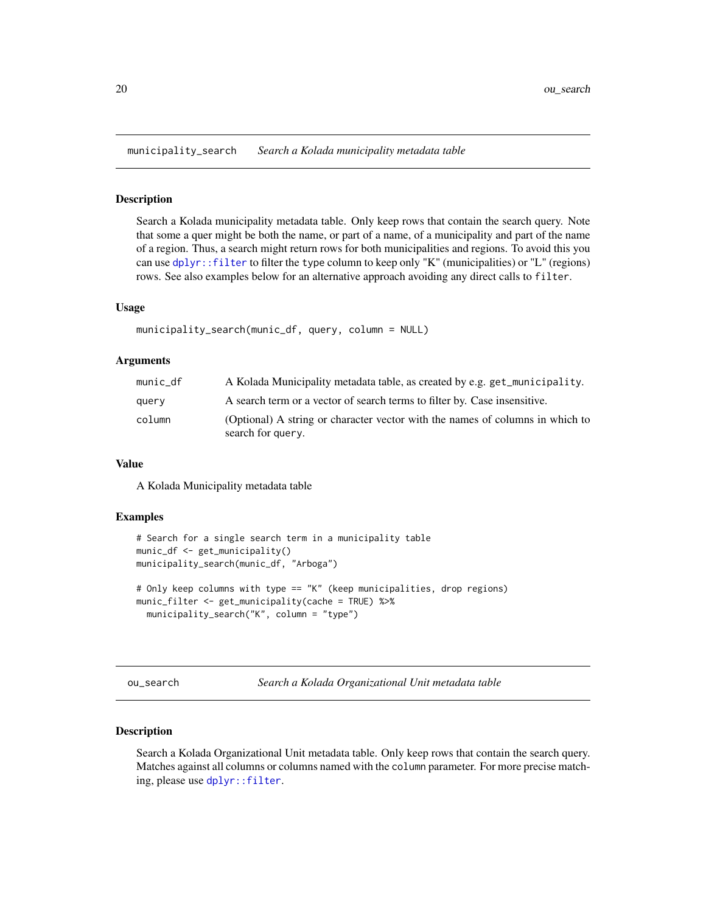## municipality_search *Search a Kolada municipality metadata table*

### Description

Search a Kolada municipality metadata table. Only keep rows that contain the search query. Note that some a quer might be both the name, or part of a name, of a municipality and part of the name of a region. Thus, a search might return rows for both municipalities and regions. To avoid this you can use `dplyr::filter` to filter the `type` column to keep only "K" (municipalities) or "L" (regions) rows. See also examples below for an alternative approach avoiding any direct calls to `filter`.

### Usage

```
municipality_search(munic_df, query, column = NULL)
```

### Arguments

| | |
|---|---|
| `munic_df` | A Kolada Municipality metadata table, as created by e.g. `get_municipality`. |
| `query` | A search term or a vector of search terms to filter by. Case insensitive. |
| `column` | (Optional) A string or character vector with the names of columns in which to search for `query`. |

### Value

A Kolada Municipality metadata table

### Examples

```
# Search for a single search term in a municipality table
munic_df <- get_municipality()
municipality_search(munic_df, "Arboga")

# Only keep columns with type == "K" (keep municipalities, drop regions)
munic_filter <- get_municipality(cache = TRUE) %>%
  municipality_search("K", column = "type")
```

## ou_search *Search a Kolada Organizational Unit metadata table*

### Description

Search a Kolada Organizational Unit metadata table. Only keep rows that contain the search query. Matches against all columns or columns named with the `column` parameter. For more precise matching, please use `dplyr::filter`.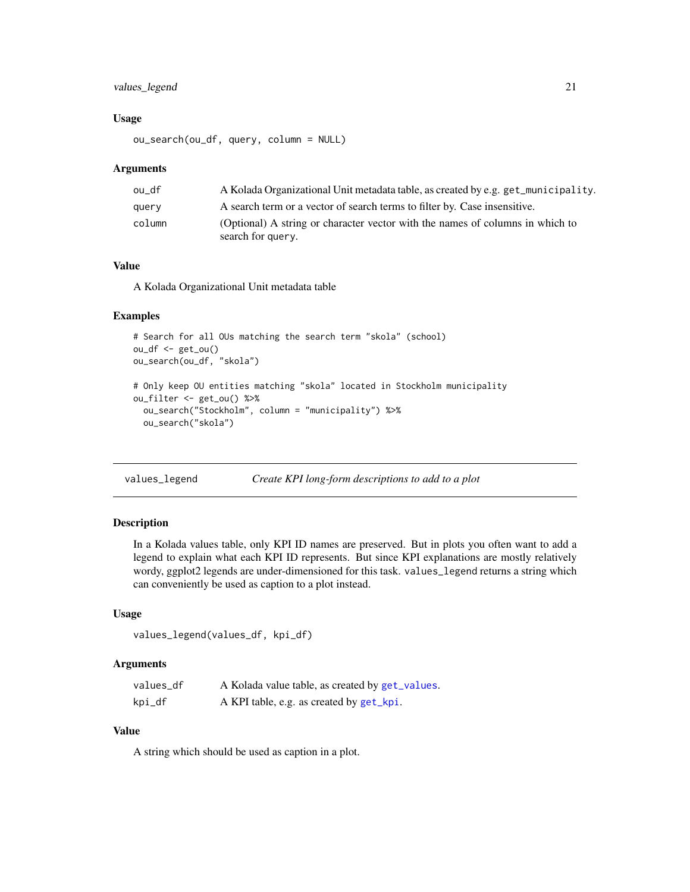### Usage

```
ou_search(ou_df, query, column = NULL)
```

### Arguments

| | |
|---|---|
| ou_df | A Kolada Organizational Unit metadata table, as created by e.g. `get_municipality`. |
| query | A search term or a vector of search terms to filter by. Case insensitive. |
| column | (Optional) A string or character vector with the names of columns in which to search for `query`. |

### Value

A Kolada Organizational Unit metadata table

### Examples

```
# Search for all OUs matching the search term "skola" (school)
ou_df <- get_ou()
ou_search(ou_df, "skola")

# Only keep OU entities matching "skola" located in Stockholm municipality
ou_filter <- get_ou() %>%
  ou_search("Stockholm", column = "municipality") %>%
  ou_search("skola")
```

---

## values_legend — *Create KPI long-form descriptions to add to a plot*

---

### Description

In a Kolada values table, only KPI ID names are preserved. But in plots you often want to add a legend to explain what each KPI ID represents. But since KPI explanations are mostly relatively wordy, ggplot2 legends are under-dimensioned for this task. `values_legend` returns a string which can conveniently be used as caption to a plot instead.

### Usage

```
values_legend(values_df, kpi_df)
```

### Arguments

| | |
|---|---|
| values_df | A Kolada value table, as created by `get_values`. |
| kpi_df | A KPI table, e.g. as created by `get_kpi`. |

### Value

A string which should be used as caption in a plot.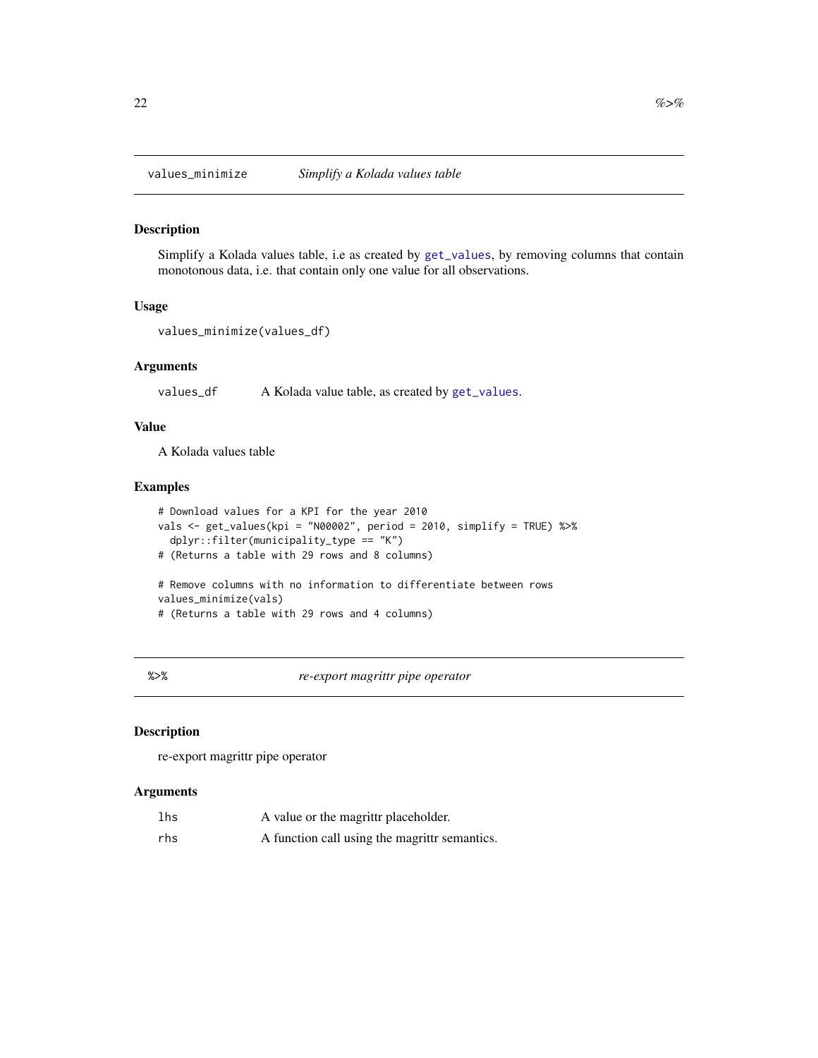## values_minimize — *Simplify a Kolada values table*

### Description

Simplify a Kolada values table, i.e as created by `get_values`, by removing columns that contain monotonous data, i.e. that contain only one value for all observations.

### Usage

```
values_minimize(values_df)
```

### Arguments

| | |
|---|---|
| `values_df` | A Kolada value table, as created by `get_values`. |

### Value

A Kolada values table

### Examples

```
# Download values for a KPI for the year 2010
vals <- get_values(kpi = "N00002", period = 2010, simplify = TRUE) %>%
  dplyr::filter(municipality_type == "K")
# (Returns a table with 29 rows and 8 columns)

# Remove columns with no information to differentiate between rows
values_minimize(vals)
# (Returns a table with 29 rows and 4 columns)
```

## %>% — *re-export magrittr pipe operator*

### Description

re-export magrittr pipe operator

### Arguments

| | |
|---|---|
| `lhs` | A value or the magrittr placeholder. |
| `rhs` | A function call using the magrittr semantics. |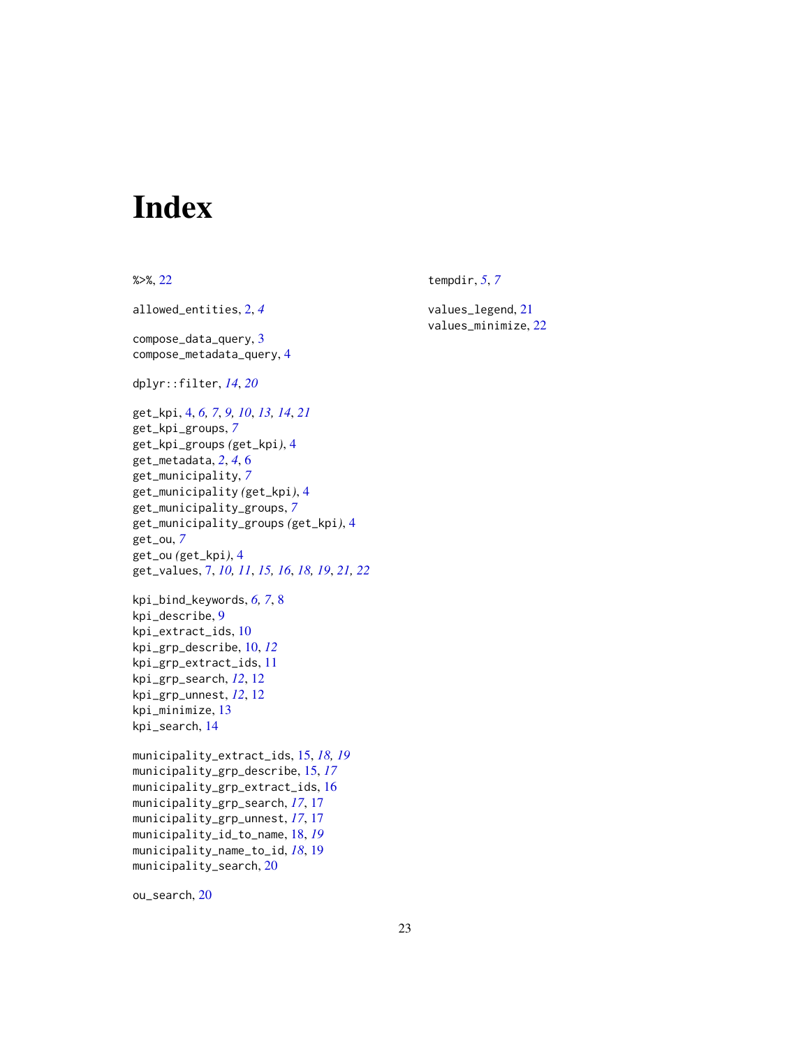# Index

%>%, 22

allowed_entities, 2, *4*

compose_data_query, 3
compose_metadata_query, 4

dplyr::filter, *14*, *20*

get_kpi, 4, *6, 7*, *9, 10*, *13, 14*, *21*
get_kpi_groups, *7*
get_kpi_groups (get_kpi), 4
get_metadata, *2*, *4*, 6
get_municipality, *7*
get_municipality (get_kpi), 4
get_municipality_groups, *7*
get_municipality_groups (get_kpi), 4
get_ou, *7*
get_ou (get_kpi), 4
get_values, 7, *10, 11*, *15, 16*, *18, 19*, *21, 22*

kpi_bind_keywords, *6, 7*, 8
kpi_describe, 9
kpi_extract_ids, 10
kpi_grp_describe, 10, *12*
kpi_grp_extract_ids, 11
kpi_grp_search, *12*, 12
kpi_grp_unnest, *12*, 12
kpi_minimize, 13
kpi_search, 14

municipality_extract_ids, 15, *18, 19*
municipality_grp_describe, 15, *17*
municipality_grp_extract_ids, 16
municipality_grp_search, *17*, 17
municipality_grp_unnest, *17*, 17
municipality_id_to_name, 18, *19*
municipality_name_to_id, *18*, 19
municipality_search, 20

ou_search, 20

tempdir, *5*, *7*

values_legend, 21
values_minimize, 22